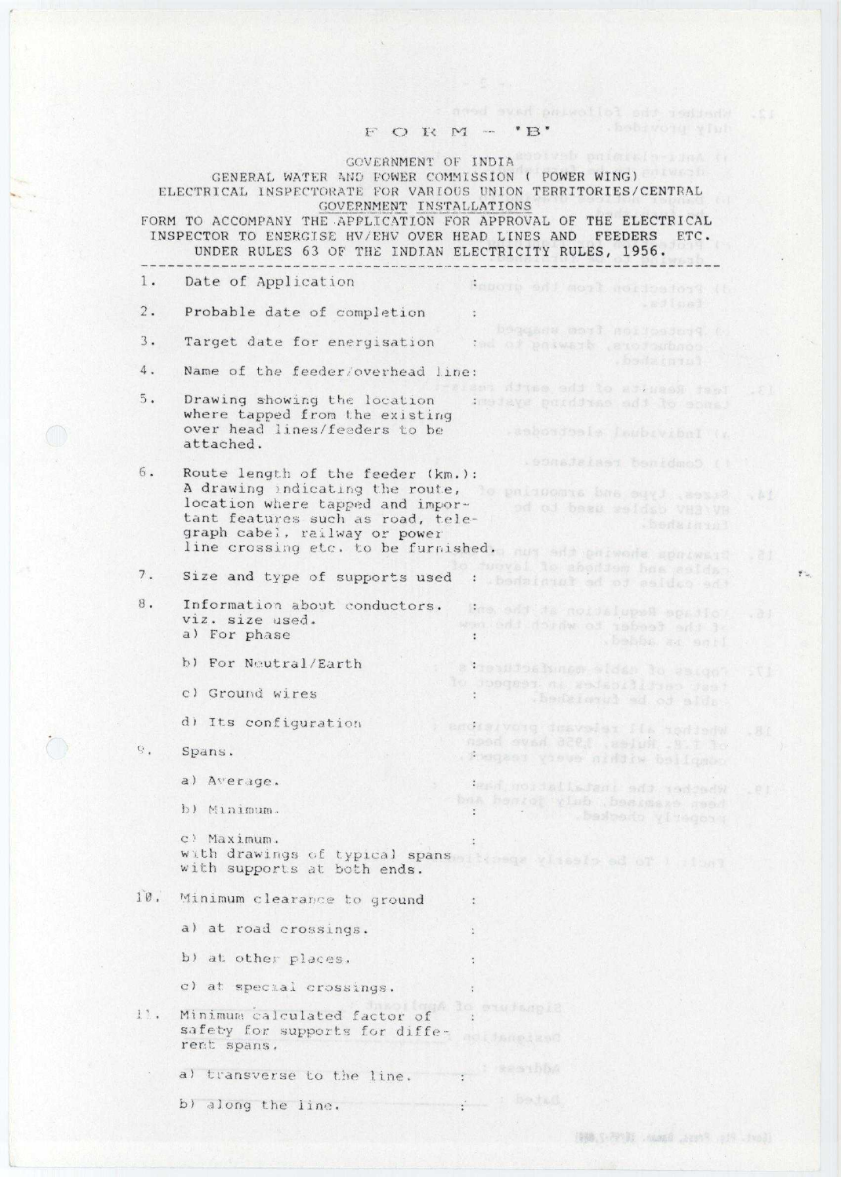# FORM - 'B'

GOVERNMENT OF INDIA
GENERAL WATER AND POWER COMMISSION ( POWER WING)
ELECTRICAL INSPECTORATE FOR VARIOUS UNION TERRITORIES/CENTRAL
GOVERNMENT INSTALLATIONS

FORM TO ACCOMPANY THE APPLICATION FOR APPROVAL OF THE ELECTRICAL INSPECTOR TO ENERGISE HV/EHV OVER HEAD LINES AND FEEDERS ETC. UNDER RULES 63 OF THE INDIAN ELECTRICITY RULES, 1956.

---

1. Date of Application :

2. Probable date of completion :

3. Target date for energisation :

4. Name of the feeder/overhead line:

5. Drawing showing the location where tapped from the existing over head lines/feeders to be attached. :

6. Route length of the feeder (km.): A drawing indicating the route, location where tapped and important features such as road, telegraph cabel, railway or power line crossing etc. to be furnished.

7. Size and type of supports used :

8. Information about conductors. viz. size used.
   a) For phase :
   b) For Neutral/Earth :
   c) Ground wires :
   d) Its configuration :

9. Spans.
   a) Average. :
   b) Minimum. :
   c) Maximum. :
   with drawings of typical spans with supports at both ends.

10. Minimum clearance to ground :
    a) at road crossings. :
    b) at other places. :
    c) at special crossings. :

11. Minimum calculated factor of safety for supports for different spans. :
    a) transverse to the line. :
    b) along the line. :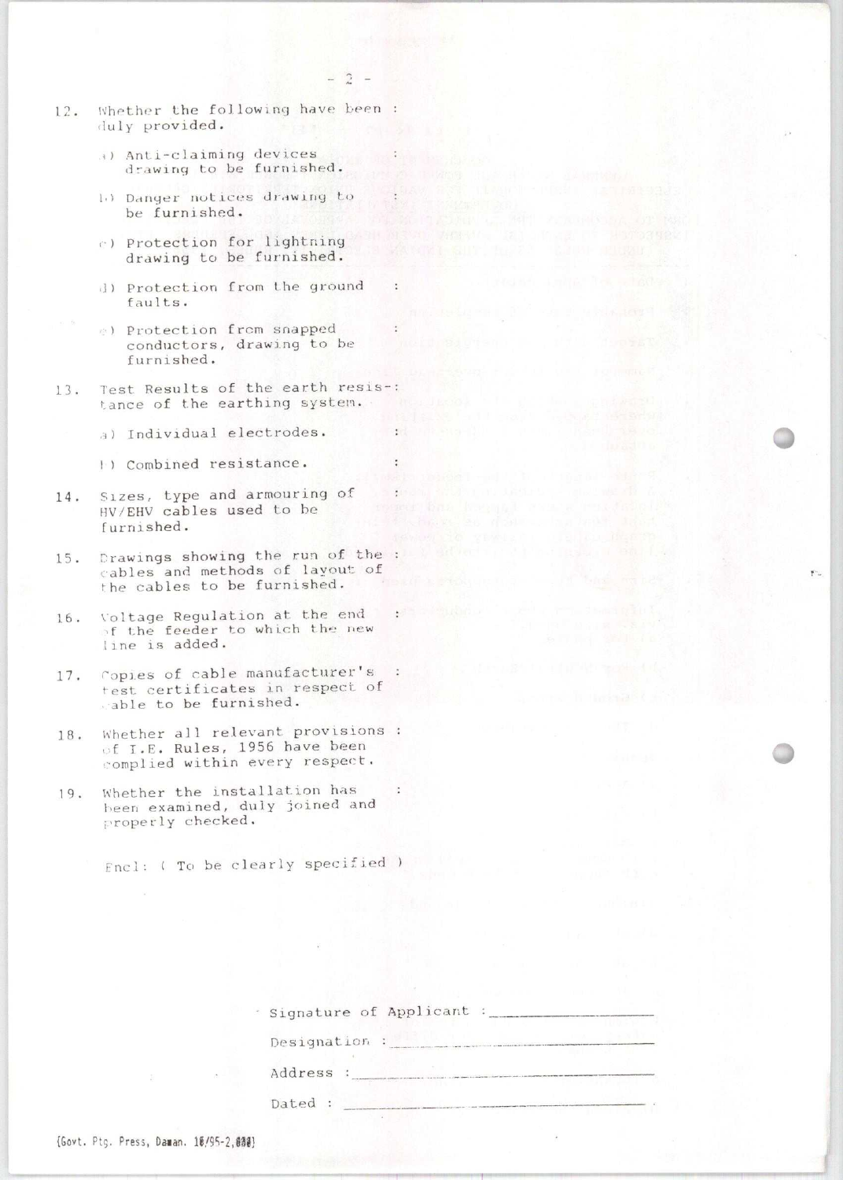12. Whether the following have been duly provided. :

    a) Anti-claiming devices drawing to be furnished. :

    b) Danger notices drawing to be furnished. :

    c) Protection for lightning drawing to be furnished. :

    d) Protection from the ground faults. :

    e) Protection from snapped conductors, drawing to be furnished. :

13. Test Results of the earth resistance of the earthing system. :

    a) Individual electrodes. :

    b) Combined resistance. :

14. Sizes, type and armouring of HV/EHV cables used to be furnished. :

15. Drawings showing the run of the cables and methods of layout of the cables to be furnished. :

16. Voltage Regulation at the end of the feeder to which the new line is added. :

17. Copies of cable manufacturer's test certificates in respect of cable to be furnished. :

18. Whether all relevant provisions of I.E. Rules, 1956 have been complied within every respect. :

19. Whether the installation has been examined, duly joined and properly checked. :

Encl: ( To be clearly specified )

Signature of Applicant : ____________________

Designation : ____________________

Address : ____________________

Dated : ____________________

(Govt. Ptg. Press, Daman. 10/95-2,000)